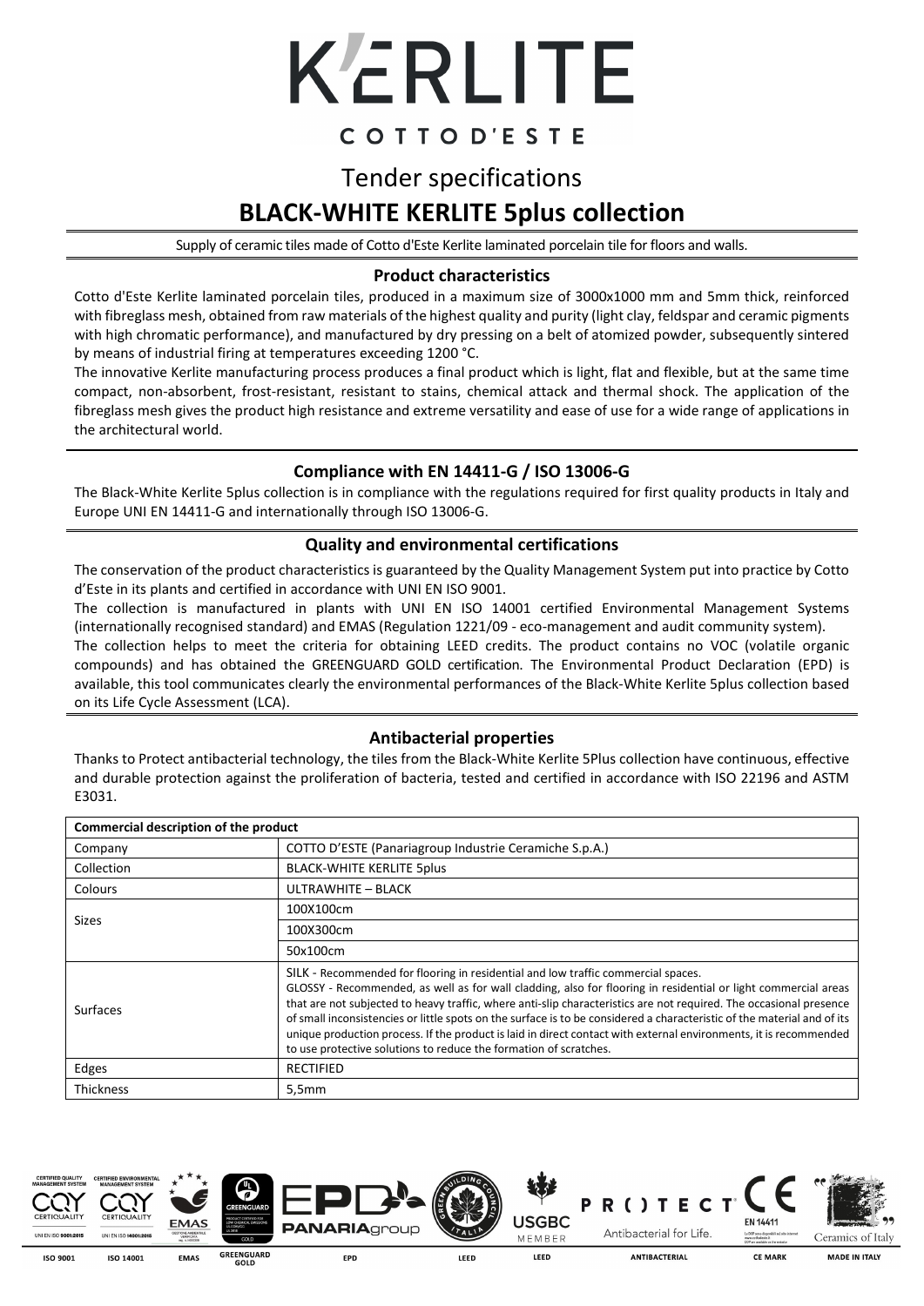# K'ERLITE

COTTO D'ESTE

# Tender specifications

## BLACK-WHITE KERLITE 5plus collection

Supply of ceramic tiles made of Cotto d'Este Kerlite laminated porcelain tile for floors and walls.

### Product characteristics

Cotto d'Este Kerlite laminated porcelain tiles, produced in a maximum size of 3000x1000 mm and 5mm thick, reinforced with fibreglass mesh, obtained from raw materials of the highest quality and purity (light clay, feldspar and ceramic pigments with high chromatic performance), and manufactured by dry pressing on a belt of atomized powder, subsequently sintered by means of industrial firing at temperatures exceeding 1200 °C.

The innovative Kerlite manufacturing process produces a final product which is light, flat and flexible, but at the same time compact, non-absorbent, frost-resistant, resistant to stains, chemical attack and thermal shock. The application of the fibreglass mesh gives the product high resistance and extreme versatility and ease of use for a wide range of applications in the architectural world.

### Compliance with EN 14411-G / ISO 13006-G

The Black-White Kerlite 5plus collection is in compliance with the regulations required for first quality products in Italy and Europe UNI EN 14411-G and internationally through ISO 13006-G.

### Quality and environmental certifications

The conservation of the product characteristics is guaranteed by the Quality Management System put into practice by Cotto d'Este in its plants and certified in accordance with UNI EN ISO 9001.

The collection is manufactured in plants with UNI EN ISO 14001 certified Environmental Management Systems (internationally recognised standard) and EMAS (Regulation 1221/09 - eco-management and audit community system).

The collection helps to meet the criteria for obtaining LEED credits. The product contains no VOC (volatile organic compounds) and has obtained the GREENGUARD GOLD certification. The Environmental Product Declaration (EPD) is available, this tool communicates clearly the environmental performances of the Black-White Kerlite 5plus collection based on its Life Cycle Assessment (LCA).

### Antibacterial properties

Thanks to Protect antibacterial technology, the tiles from the Black-White Kerlite 5Plus collection have continuous, effective and durable protection against the proliferation of bacteria, tested and certified in accordance with ISO 22196 and ASTM E3031.

| Commercial description of the product | |
|---|---|
| Company | COTTO D'ESTE (Panariagroup Industrie Ceramiche S.p.A.) |
| Collection | BLACK-WHITE KERLITE 5plus |
| Colours | ULTRAWHITE – BLACK |
| Sizes | 100X100cm |
| | 100X300cm |
| | 50x100cm |
| Surfaces | SILK - Recommended for flooring in residential and low traffic commercial spaces. GLOSSY - Recommended, as well as for wall cladding, also for flooring in residential or light commercial areas that are not subjected to heavy traffic, where anti-slip characteristics are not required. The occasional presence of small inconsistencies or little spots on the surface is to be considered a characteristic of the material and of its unique production process. If the product is laid in direct contact with external environments, it is recommended to use protective solutions to reduce the formation of scratches. |
| Edges | RECTIFIED |
| Thickness | 5,5mm |

ISO 9001 | ISO 14001 | EMAS | GREENGUARD GOLD | EPD | LEED | LEED | ANTIBACTERIAL | CE MARK | MADE IN ITALY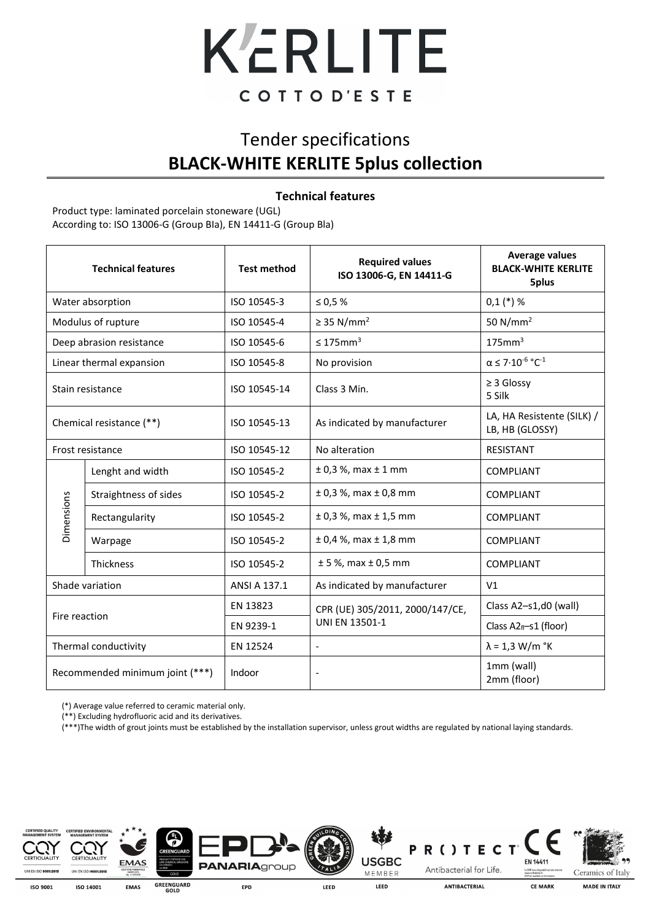# K'ERLITE

COTTO D'ESTE

## Tender specifications

## BLACK-WHITE KERLITE 5plus collection

### Technical features

Product type: laminated porcelain stoneware (UGL)
According to: ISO 13006-G (Group BIa), EN 14411-G (Group Bla)

| Technical features | | Test method | Required values ISO 13006-G, EN 14411-G | Average values BLACK-WHITE KERLITE 5plus |
|---|---|---|---|---|
| Water absorption | | ISO 10545-3 | ≤ 0,5 % | 0,1 (*) % |
| Modulus of rupture | | ISO 10545-4 | ≥ 35 N/mm$^2$ | 50 N/mm$^2$ |
| Deep abrasion resistance | | ISO 10545-6 | ≤ 175mm$^3$ | 175mm$^3$ |
| Linear thermal expansion | | ISO 10545-8 | No provision | $\alpha \leq 7 \cdot 10^{-6}$ °C$^{-1}$ |
| Stain resistance | | ISO 10545-14 | Class 3 Min. | ≥ 3 Glossy<br>5 Silk |
| Chemical resistance (**) | | ISO 10545-13 | As indicated by manufacturer | LA, HA Resistente (SILK) / LB, HB (GLOSSY) |
| Frost resistance | | ISO 10545-12 | No alteration | RESISTANT |
| Dimensions | Lenght and width | ISO 10545-2 | ± 0,3 %, max ± 1 mm | COMPLIANT |
| | Straightness of sides | ISO 10545-2 | ± 0,3 %, max ± 0,8 mm | COMPLIANT |
| | Rectangularity | ISO 10545-2 | ± 0,3 %, max ± 1,5 mm | COMPLIANT |
| | Warpage | ISO 10545-2 | ± 0,4 %, max ± 1,8 mm | COMPLIANT |
| | Thickness | ISO 10545-2 | ± 5 %, max ± 0,5 mm | COMPLIANT |
| Shade variation | | ANSI A 137.1 | As indicated by manufacturer | V1 |
| Fire reaction | | EN 13823 | CPR (UE) 305/2011, 2000/147/CE, UNI EN 13501-1 | Class A2–s1,d0 (wall) |
| | | EN 9239-1 | | Class A2$_{fl}$–s1 (floor) |
| Thermal conductivity | | EN 12524 | - | λ = 1,3 W/m °K |
| Recommended minimum joint (***) | | Indoor | - | 1mm (wall)<br>2mm (floor) |

(*) Average value referred to ceramic material only.
(**) Excluding hydrofluoric acid and its derivatives.
(***)The width of grout joints must be established by the installation supervisor, unless grout widths are regulated by national laying standards.

ISO 9001 · ISO 14001 · EMAS · GREENGUARD GOLD · EPD · LEED · LEED · ANTIBACTERIAL · CE MARK · MADE IN ITALY